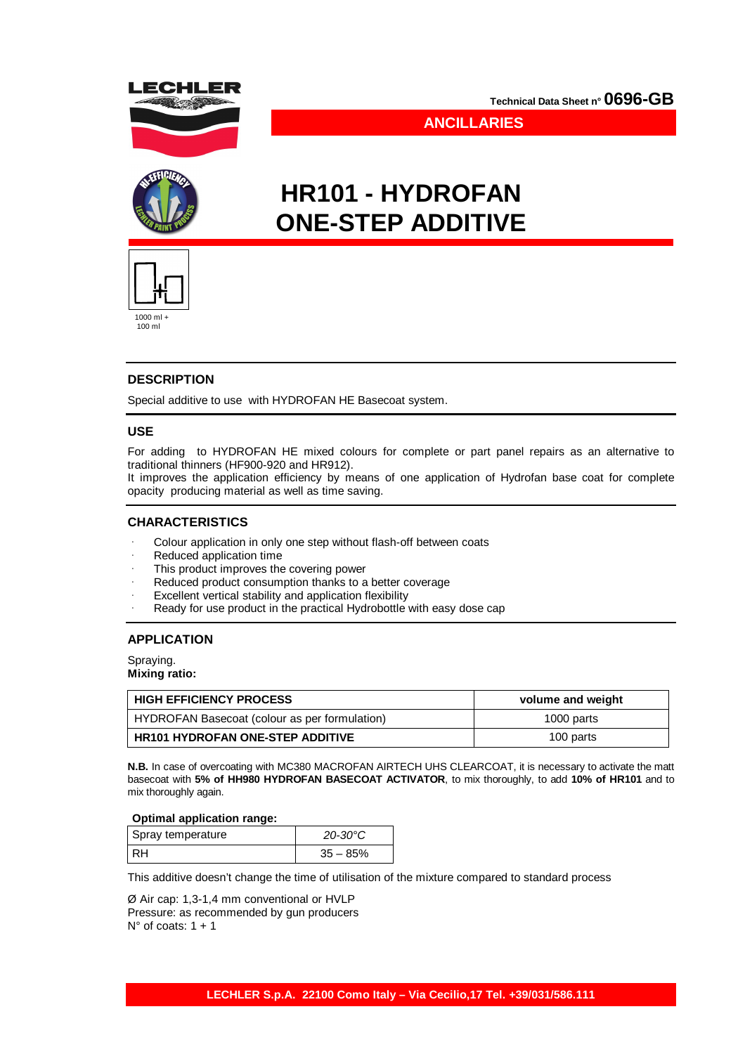LECHLER

Technical Data Sheet n° **0696-GB**

**ANCILLARIES**

# HR101 - HYDROFAN ONE-STEP ADDITIVE

1000 ml + 100 ml

## DESCRIPTION

Special additive to use with HYDROFAN HE Basecoat system.

## USE

For adding to HYDROFAN HE mixed colours for complete or part panel repairs as an alternative to traditional thinners (HF900-920 and HR912).
It improves the application efficiency by means of one application of Hydrofan base coat for complete opacity producing material as well as time saving.

## CHARACTERISTICS

- Colour application in only one step without flash-off between coats
- Reduced application time
- This product improves the covering power
- Reduced product consumption thanks to a better coverage
- Excellent vertical stability and application flexibility
- Ready for use product in the practical Hydrobottle with easy dose cap

## APPLICATION

Spraying.
**Mixing ratio:**

| **HIGH EFFICIENCY PROCESS** | **volume and weight** |
|---|---|
| HYDROFAN Basecoat (colour as per formulation) | 1000 parts |
| **HR101 HYDROFAN ONE-STEP ADDITIVE** | 100 parts |

**N.B.** In case of overcoating with MC380 MACROFAN AIRTECH UHS CLEARCOAT, it is necessary to activate the matt basecoat with **5% of HH980 HYDROFAN BASECOAT ACTIVATOR**, to mix thoroughly, to add **10% of HR101** and to mix thoroughly again.

**Optimal application range:**

| Spray temperature | *20-30°C* |
|---|---|
| RH | 35 – 85% |

This additive doesn't change the time of utilisation of the mixture compared to standard process

Ø Air cap: 1,3-1,4 mm conventional or HVLP
Pressure: as recommended by gun producers
N° of coats: 1 + 1

**LECHLER S.p.A. 22100 Como Italy – Via Cecilio,17 Tel. +39/031/586.111**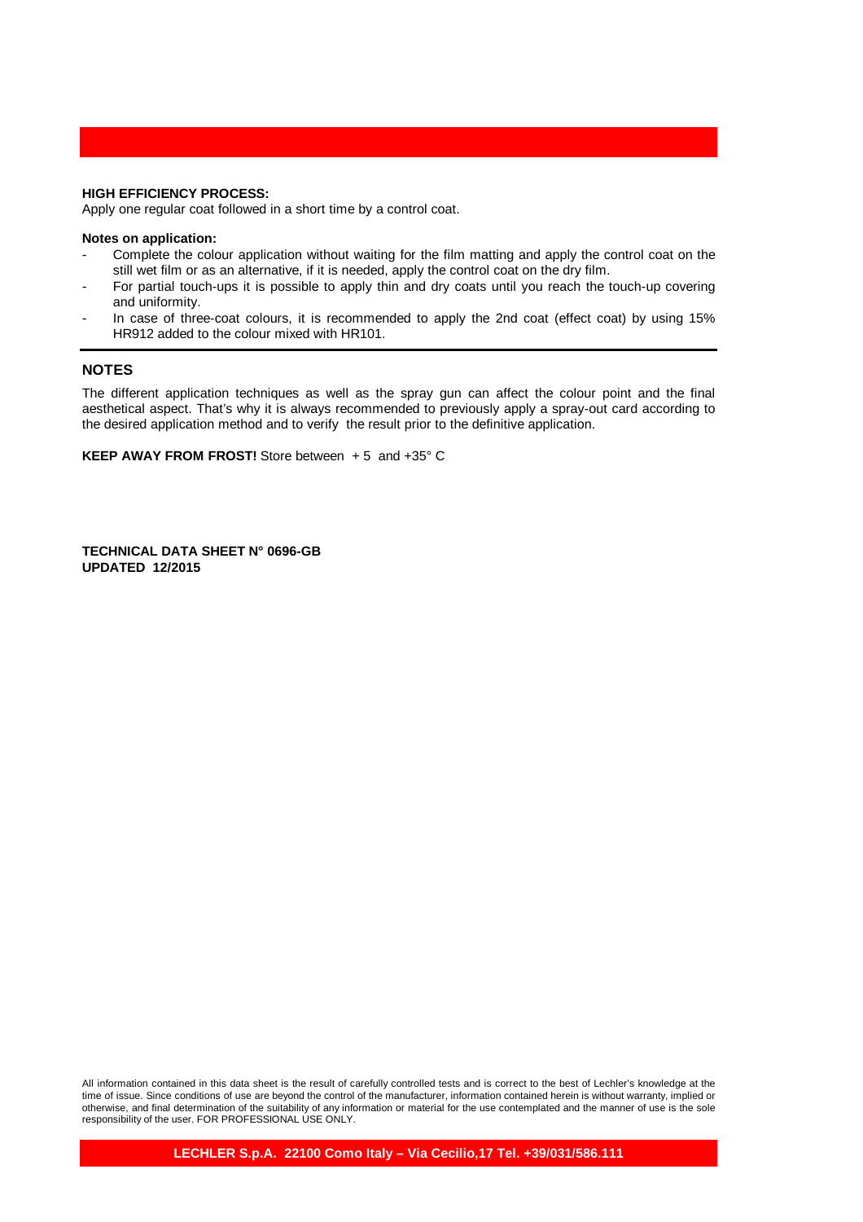**HIGH EFFICIENCY PROCESS:**
Apply one regular coat followed in a short time by a control coat.

**Notes on application:**

- Complete the colour application without waiting for the film matting and apply the control coat on the still wet film or as an alternative, if it is needed, apply the control coat on the dry film.
- For partial touch-ups it is possible to apply thin and dry coats until you reach the touch-up covering and uniformity.
- In case of three-coat colours, it is recommended to apply the 2nd coat (effect coat) by using 15% HR912 added to the colour mixed with HR101.

## NOTES

The different application techniques as well as the spray gun can affect the colour point and the final aesthetical aspect. That's why it is always recommended to previously apply a spray-out card according to the desired application method and to verify the result prior to the definitive application.

**KEEP AWAY FROM FROST!** Store between + 5 and +35° C

**TECHNICAL DATA SHEET N° 0696-GB**
**UPDATED 12/2015**

All information contained in this data sheet is the result of carefully controlled tests and is correct to the best of Lechler's knowledge at the time of issue. Since conditions of use are beyond the control of the manufacturer, information contained herein is without warranty, implied or otherwise, and final determination of the suitability of any information or material for the use contemplated and the manner of use is the sole responsibility of the user. FOR PROFESSIONAL USE ONLY.

**LECHLER S.p.A. 22100 Como Italy – Via Cecilio,17 Tel. +39/031/586.111**